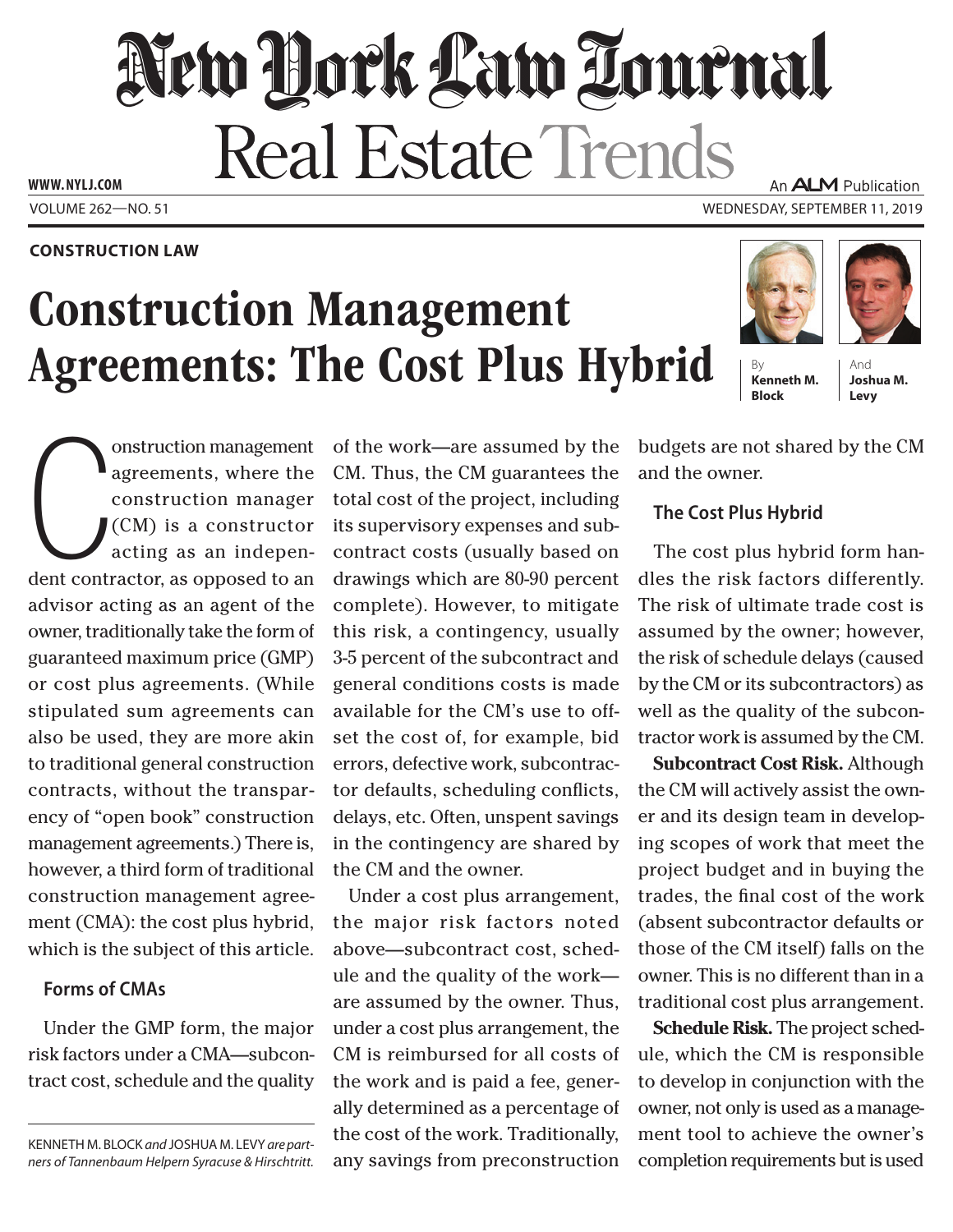**CONSTRUCTION LAW**

# Construction Management Agreements: The Cost Plus Hybrid

By **Kenneth M. Block** And **Joshua M. Levy**

Construction management agreements, where the construction manager (CM) is a constructor acting as an independent contractor, as opposed to an advisor acting as an agent of the owner, traditionally take the form of guaranteed maximum price (GMP) or cost plus agreements. (While stipulated sum agreements can also be used, they are more akin to traditional general construction contracts, without the transparency of "open book" construction management agreements.) There is, however, a third form of traditional construction management agreement (CMA): the cost plus hybrid, which is the subject of this article.

## Forms of CMAs

Under the GMP form, the major risk factors under a CMA—subcontract cost, schedule and the quality of the work—are assumed by the CM. Thus, the CM guarantees the total cost of the project, including its supervisory expenses and subcontract costs (usually based on drawings which are 80-90 percent complete). However, to mitigate this risk, a contingency, usually 3-5 percent of the subcontract and general conditions costs is made available for the CM's use to offset the cost of, for example, bid errors, defective work, subcontractor defaults, scheduling conflicts, delays, etc. Often, unspent savings in the contingency are shared by the CM and the owner.

Under a cost plus arrangement, the major risk factors noted above—subcontract cost, schedule and the quality of the work—are assumed by the owner. Thus, under a cost plus arrangement, the CM is reimbursed for all costs of the work and is paid a fee, generally determined as a percentage of the cost of the work. Traditionally, any savings from preconstruction budgets are not shared by the CM and the owner.

## The Cost Plus Hybrid

The cost plus hybrid form handles the risk factors differently. The risk of ultimate trade cost is assumed by the owner; however, the risk of schedule delays (caused by the CM or its subcontractors) as well as the quality of the subcontractor work is assumed by the CM.

**Subcontract Cost Risk.** Although the CM will actively assist the owner and its design team in developing scopes of work that meet the project budget and in buying the trades, the final cost of the work (absent subcontractor defaults or those of the CM itself) falls on the owner. This is no different than in a traditional cost plus arrangement.

**Schedule Risk.** The project schedule, which the CM is responsible to develop in conjunction with the owner, not only is used as a management tool to achieve the owner's completion requirements but is used

---

*KENNETH M. BLOCK and JOSHUA M. LEVY are partners of Tannenbaum Helpern Syracuse & Hirschtritt.*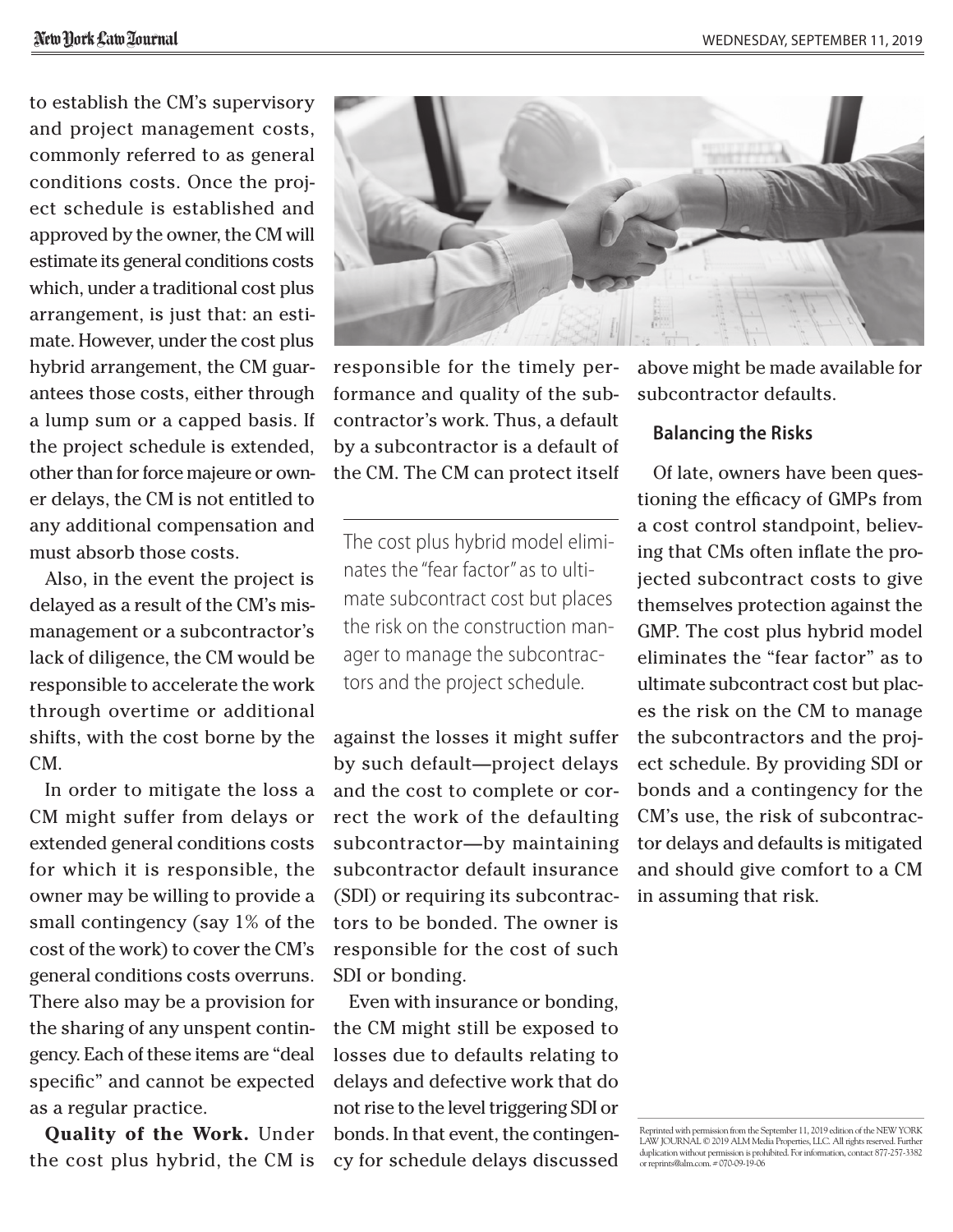to establish the CM's supervisory and project management costs, commonly referred to as general conditions costs. Once the project schedule is established and approved by the owner, the CM will estimate its general conditions costs which, under a traditional cost plus arrangement, is just that: an estimate. However, under the cost plus hybrid arrangement, the CM guarantees those costs, either through a lump sum or a capped basis. If the project schedule is extended, other than for force majeure or owner delays, the CM is not entitled to any additional compensation and must absorb those costs.

Also, in the event the project is delayed as a result of the CM's mismanagement or a subcontractor's lack of diligence, the CM would be responsible to accelerate the work through overtime or additional shifts, with the cost borne by the CM.

In order to mitigate the loss a CM might suffer from delays or extended general conditions costs for which it is responsible, the owner may be willing to provide a small contingency (say 1% of the cost of the work) to cover the CM's general conditions costs overruns. There also may be a provision for the sharing of any unspent contingency. Each of these items are "deal specific" and cannot be expected as a regular practice.

**Quality of the Work.** Under the cost plus hybrid, the CM is responsible for the timely performance and quality of the subcontractor's work. Thus, a default by a subcontractor is a default of the CM. The CM can protect itself against the losses it might suffer by such default—project delays and the cost to complete or correct the work of the defaulting subcontractor—by maintaining subcontractor default insurance (SDI) or requiring its subcontractors to be bonded. The owner is responsible for the cost of such SDI or bonding.

> The cost plus hybrid model eliminates the "fear factor" as to ultimate subcontract cost but places the risk on the construction manager to manage the subcontractors and the project schedule.

Even with insurance or bonding, the CM might still be exposed to losses due to defaults relating to delays and defective work that do not rise to the level triggering SDI or bonds. In that event, the contingency for schedule delays discussed above might be made available for subcontractor defaults.

## Balancing the Risks

Of late, owners have been questioning the efficacy of GMPs from a cost control standpoint, believing that CMs often inflate the projected subcontract costs to give themselves protection against the GMP. The cost plus hybrid model eliminates the "fear factor" as to ultimate subcontract cost but places the risk on the CM to manage the subcontractors and the project schedule. By providing SDI or bonds and a contingency for the CM's use, the risk of subcontractor delays and defaults is mitigated and should give comfort to a CM in assuming that risk.

Reprinted with permission from the September 11, 2019 edition of the NEW YORK LAW JOURNAL © 2019 ALM Media Properties, LLC. All rights reserved. Further duplication without permission is prohibited. For information, contact 877-257-3382 or reprints@alm.com. # 070-09-19-06